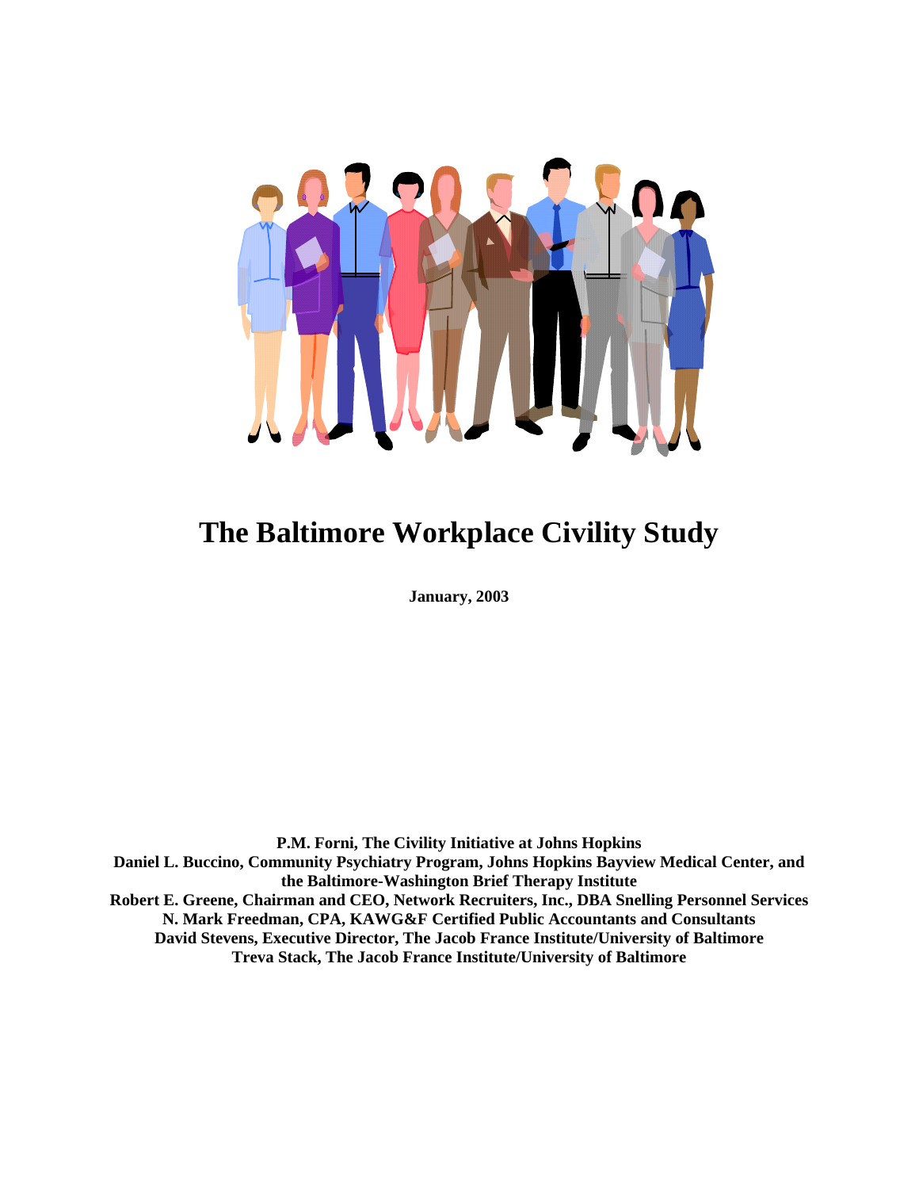# The Baltimore Workplace Civility Study

**January, 2003**

**P.M. Forni, The Civility Initiative at Johns Hopkins**
**Daniel L. Buccino, Community Psychiatry Program, Johns Hopkins Bayview Medical Center, and the Baltimore-Washington Brief Therapy Institute**
**Robert E. Greene, Chairman and CEO, Network Recruiters, Inc., DBA Snelling Personnel Services**
**N. Mark Freedman, CPA, KAWG&F Certified Public Accountants and Consultants**
**David Stevens, Executive Director, The Jacob France Institute/University of Baltimore**
**Treva Stack, The Jacob France Institute/University of Baltimore**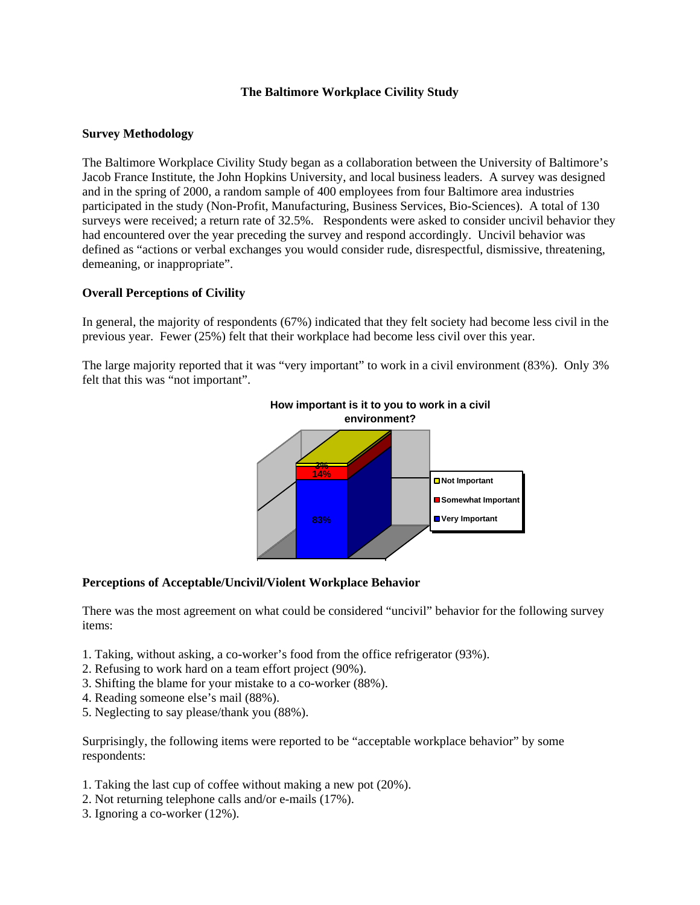**The Baltimore Workplace Civility Study**

**Survey Methodology**

The Baltimore Workplace Civility Study began as a collaboration between the University of Baltimore's Jacob France Institute, the John Hopkins University, and local business leaders. A survey was designed and in the spring of 2000, a random sample of 400 employees from four Baltimore area industries participated in the study (Non-Profit, Manufacturing, Business Services, Bio-Sciences). A total of 130 surveys were received; a return rate of 32.5%. Respondents were asked to consider uncivil behavior they had encountered over the year preceding the survey and respond accordingly. Uncivil behavior was defined as "actions or verbal exchanges you would consider rude, disrespectful, dismissive, threatening, demeaning, or inappropriate".

**Overall Perceptions of Civility**

In general, the majority of respondents (67%) indicated that they felt society had become less civil in the previous year. Fewer (25%) felt that their workplace had become less civil over this year.

The large majority reported that it was "very important" to work in a civil environment (83%). Only 3% felt that this was "not important".

**How important is it to you to work in a civil environment?**

| Response | Percent |
|---|---|
| Not Important | 3% |
| Somewhat Important | 14% |
| Very Important | 83% |

**Perceptions of Acceptable/Uncivil/Violent Workplace Behavior**

There was the most agreement on what could be considered "uncivil" behavior for the following survey items:

1. Taking, without asking, a co-worker's food from the office refrigerator (93%).
2. Refusing to work hard on a team effort project (90%).
3. Shifting the blame for your mistake to a co-worker (88%).
4. Reading someone else's mail (88%).
5. Neglecting to say please/thank you (88%).

Surprisingly, the following items were reported to be "acceptable workplace behavior" by some respondents:

1. Taking the last cup of coffee without making a new pot (20%).
2. Not returning telephone calls and/or e-mails (17%).
3. Ignoring a co-worker (12%).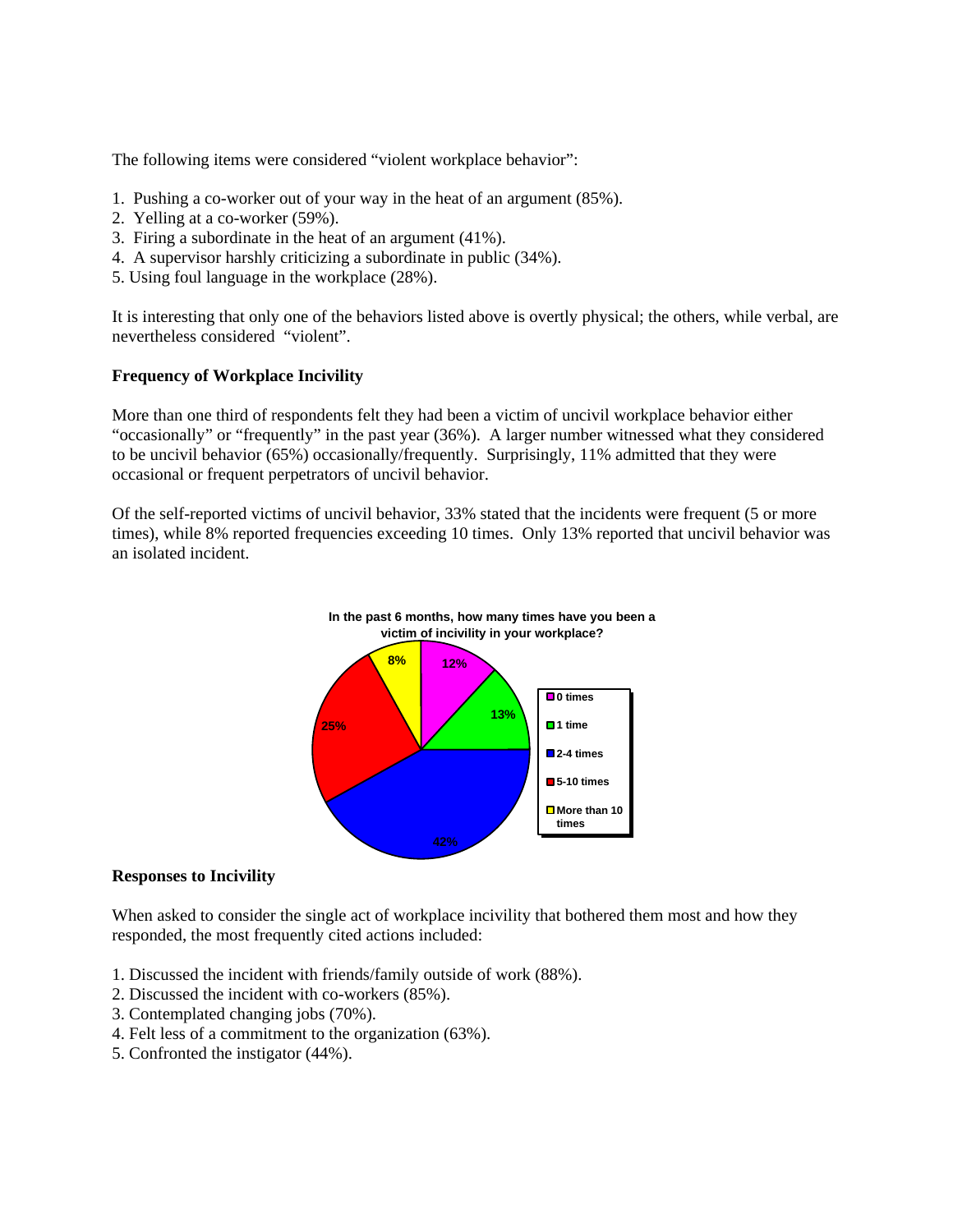The following items were considered “violent workplace behavior”:

1. Pushing a co-worker out of your way in the heat of an argument (85%).
2. Yelling at a co-worker (59%).
3. Firing a subordinate in the heat of an argument (41%).
4. A supervisor harshly criticizing a subordinate in public (34%).
5. Using foul language in the workplace (28%).

It is interesting that only one of the behaviors listed above is overtly physical; the others, while verbal, are nevertheless considered “violent”.

**Frequency of Workplace Incivility**

More than one third of respondents felt they had been a victim of uncivil workplace behavior either “occasionally” or “frequently” in the past year (36%). A larger number witnessed what they considered to be uncivil behavior (65%) occasionally/frequently. Surprisingly, 11% admitted that they were occasional or frequent perpetrators of uncivil behavior.

Of the self-reported victims of uncivil behavior, 33% stated that the incidents were frequent (5 or more times), while 8% reported frequencies exceeding 10 times. Only 13% reported that uncivil behavior was an isolated incident.

**In the past 6 months, how many times have you been a victim of incivility in your workplace?**

| Response | Percentage |
|---|---|
| 0 times | 12% |
| 1 time | 13% |
| 2-4 times | 42% |
| 5-10 times | 25% |
| More than 10 times | 8% |

**Responses to Incivility**

When asked to consider the single act of workplace incivility that bothered them most and how they responded, the most frequently cited actions included:

1. Discussed the incident with friends/family outside of work (88%).
2. Discussed the incident with co-workers (85%).
3. Contemplated changing jobs (70%).
4. Felt less of a commitment to the organization (63%).
5. Confronted the instigator (44%).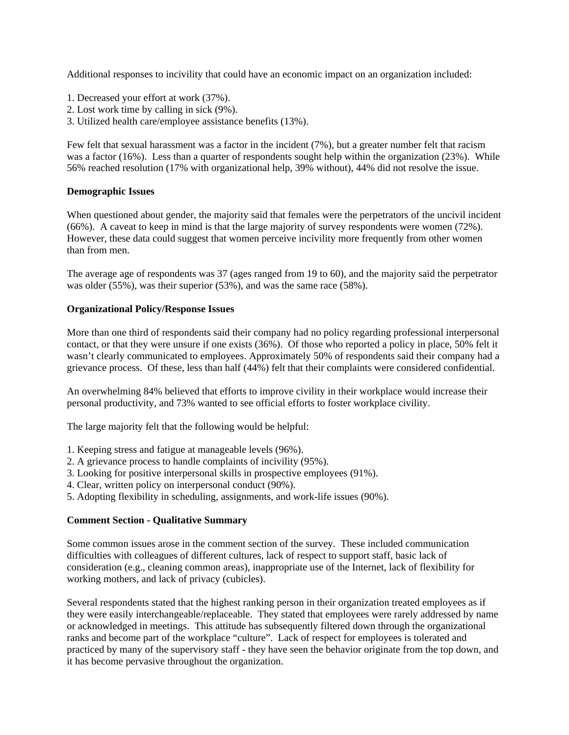Additional responses to incivility that could have an economic impact on an organization included:

1. Decreased your effort at work (37%).
2. Lost work time by calling in sick (9%).
3. Utilized health care/employee assistance benefits (13%).

Few felt that sexual harassment was a factor in the incident (7%), but a greater number felt that racism was a factor (16%). Less than a quarter of respondents sought help within the organization (23%). While 56% reached resolution (17% with organizational help, 39% without), 44% did not resolve the issue.

**Demographic Issues**

When questioned about gender, the majority said that females were the perpetrators of the uncivil incident (66%). A caveat to keep in mind is that the large majority of survey respondents were women (72%). However, these data could suggest that women perceive incivility more frequently from other women than from men.

The average age of respondents was 37 (ages ranged from 19 to 60), and the majority said the perpetrator was older (55%), was their superior (53%), and was the same race (58%).

**Organizational Policy/Response Issues**

More than one third of respondents said their company had no policy regarding professional interpersonal contact, or that they were unsure if one exists (36%). Of those who reported a policy in place, 50% felt it wasn't clearly communicated to employees. Approximately 50% of respondents said their company had a grievance process. Of these, less than half (44%) felt that their complaints were considered confidential.

An overwhelming 84% believed that efforts to improve civility in their workplace would increase their personal productivity, and 73% wanted to see official efforts to foster workplace civility.

The large majority felt that the following would be helpful:

1. Keeping stress and fatigue at manageable levels (96%).
2. A grievance process to handle complaints of incivility (95%).
3. Looking for positive interpersonal skills in prospective employees (91%).
4. Clear, written policy on interpersonal conduct (90%).
5. Adopting flexibility in scheduling, assignments, and work-life issues (90%).

**Comment Section - Qualitative Summary**

Some common issues arose in the comment section of the survey. These included communication difficulties with colleagues of different cultures, lack of respect to support staff, basic lack of consideration (e.g., cleaning common areas), inappropriate use of the Internet, lack of flexibility for working mothers, and lack of privacy (cubicles).

Several respondents stated that the highest ranking person in their organization treated employees as if they were easily interchangeable/replaceable. They stated that employees were rarely addressed by name or acknowledged in meetings. This attitude has subsequently filtered down through the organizational ranks and become part of the workplace "culture". Lack of respect for employees is tolerated and practiced by many of the supervisory staff - they have seen the behavior originate from the top down, and it has become pervasive throughout the organization.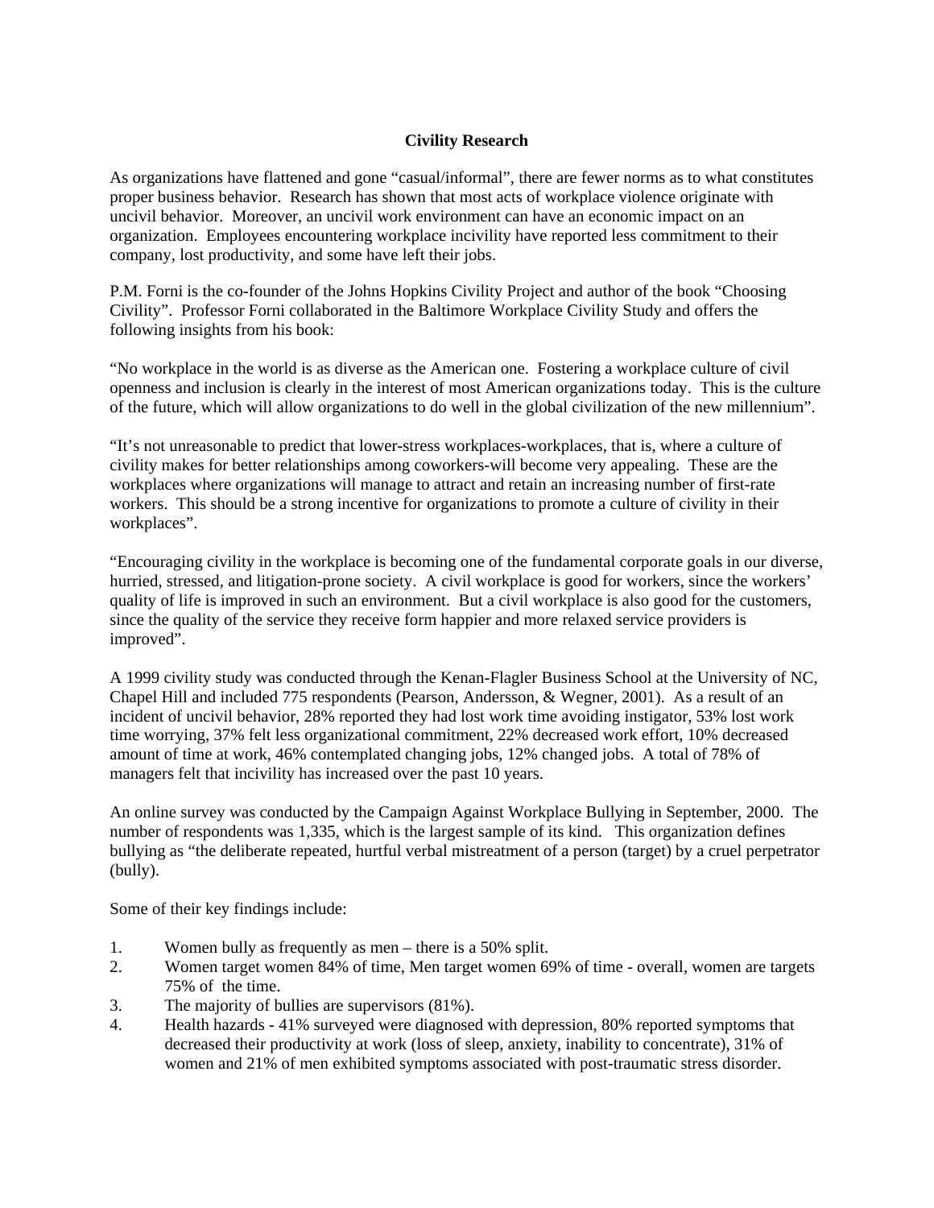**Civility Research**

As organizations have flattened and gone "casual/informal", there are fewer norms as to what constitutes proper business behavior. Research has shown that most acts of workplace violence originate with uncivil behavior. Moreover, an uncivil work environment can have an economic impact on an organization. Employees encountering workplace incivility have reported less commitment to their company, lost productivity, and some have left their jobs.

P.M. Forni is the co-founder of the Johns Hopkins Civility Project and author of the book "Choosing Civility". Professor Forni collaborated in the Baltimore Workplace Civility Study and offers the following insights from his book:

"No workplace in the world is as diverse as the American one. Fostering a workplace culture of civil openness and inclusion is clearly in the interest of most American organizations today. This is the culture of the future, which will allow organizations to do well in the global civilization of the new millennium".

"It's not unreasonable to predict that lower-stress workplaces-workplaces, that is, where a culture of civility makes for better relationships among coworkers-will become very appealing. These are the workplaces where organizations will manage to attract and retain an increasing number of first-rate workers. This should be a strong incentive for organizations to promote a culture of civility in their workplaces".

"Encouraging civility in the workplace is becoming one of the fundamental corporate goals in our diverse, hurried, stressed, and litigation-prone society. A civil workplace is good for workers, since the workers' quality of life is improved in such an environment. But a civil workplace is also good for the customers, since the quality of the service they receive form happier and more relaxed service providers is improved".

A 1999 civility study was conducted through the Kenan-Flagler Business School at the University of NC, Chapel Hill and included 775 respondents (Pearson, Andersson, & Wegner, 2001). As a result of an incident of uncivil behavior, 28% reported they had lost work time avoiding instigator, 53% lost work time worrying, 37% felt less organizational commitment, 22% decreased work effort, 10% decreased amount of time at work, 46% contemplated changing jobs, 12% changed jobs. A total of 78% of managers felt that incivility has increased over the past 10 years.

An online survey was conducted by the Campaign Against Workplace Bullying in September, 2000. The number of respondents was 1,335, which is the largest sample of its kind. This organization defines bullying as "the deliberate repeated, hurtful verbal mistreatment of a person (target) by a cruel perpetrator (bully).

Some of their key findings include:

1. Women bully as frequently as men – there is a 50% split.
2. Women target women 84% of time, Men target women 69% of time - overall, women are targets 75% of the time.
3. The majority of bullies are supervisors (81%).
4. Health hazards - 41% surveyed were diagnosed with depression, 80% reported symptoms that decreased their productivity at work (loss of sleep, anxiety, inability to concentrate), 31% of women and 21% of men exhibited symptoms associated with post-traumatic stress disorder.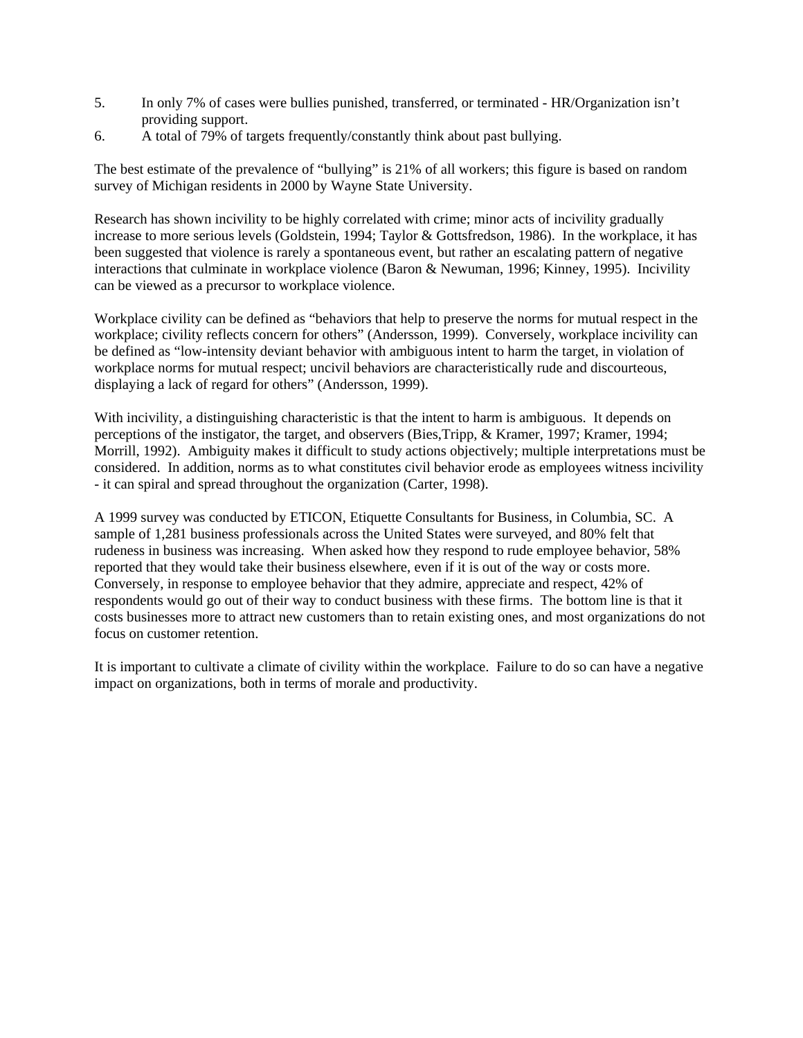5. In only 7% of cases were bullies punished, transferred, or terminated - HR/Organization isn't providing support.
6. A total of 79% of targets frequently/constantly think about past bullying.

The best estimate of the prevalence of "bullying" is 21% of all workers; this figure is based on random survey of Michigan residents in 2000 by Wayne State University.

Research has shown incivility to be highly correlated with crime; minor acts of incivility gradually increase to more serious levels (Goldstein, 1994; Taylor & Gottsfredson, 1986). In the workplace, it has been suggested that violence is rarely a spontaneous event, but rather an escalating pattern of negative interactions that culminate in workplace violence (Baron & Newuman, 1996; Kinney, 1995). Incivility can be viewed as a precursor to workplace violence.

Workplace civility can be defined as "behaviors that help to preserve the norms for mutual respect in the workplace; civility reflects concern for others" (Andersson, 1999). Conversely, workplace incivility can be defined as "low-intensity deviant behavior with ambiguous intent to harm the target, in violation of workplace norms for mutual respect; uncivil behaviors are characteristically rude and discourteous, displaying a lack of regard for others" (Andersson, 1999).

With incivility, a distinguishing characteristic is that the intent to harm is ambiguous. It depends on perceptions of the instigator, the target, and observers (Bies,Tripp, & Kramer, 1997; Kramer, 1994; Morrill, 1992). Ambiguity makes it difficult to study actions objectively; multiple interpretations must be considered. In addition, norms as to what constitutes civil behavior erode as employees witness incivility - it can spiral and spread throughout the organization (Carter, 1998).

A 1999 survey was conducted by ETICON, Etiquette Consultants for Business, in Columbia, SC. A sample of 1,281 business professionals across the United States were surveyed, and 80% felt that rudeness in business was increasing. When asked how they respond to rude employee behavior, 58% reported that they would take their business elsewhere, even if it is out of the way or costs more. Conversely, in response to employee behavior that they admire, appreciate and respect, 42% of respondents would go out of their way to conduct business with these firms. The bottom line is that it costs businesses more to attract new customers than to retain existing ones, and most organizations do not focus on customer retention.

It is important to cultivate a climate of civility within the workplace. Failure to do so can have a negative impact on organizations, both in terms of morale and productivity.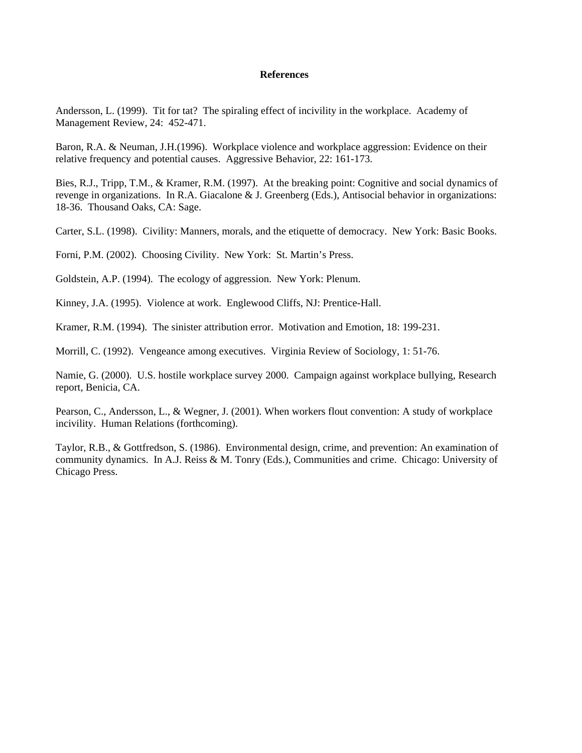**References**

Andersson, L. (1999). Tit for tat? The spiraling effect of incivility in the workplace. Academy of Management Review, 24: 452-471.

Baron, R.A. & Neuman, J.H.(1996). Workplace violence and workplace aggression: Evidence on their relative frequency and potential causes. Aggressive Behavior, 22: 161-173.

Bies, R.J., Tripp, T.M., & Kramer, R.M. (1997). At the breaking point: Cognitive and social dynamics of revenge in organizations. In R.A. Giacalone & J. Greenberg (Eds.), Antisocial behavior in organizations: 18-36. Thousand Oaks, CA: Sage.

Carter, S.L. (1998). Civility: Manners, morals, and the etiquette of democracy. New York: Basic Books.

Forni, P.M. (2002). Choosing Civility. New York: St. Martin's Press.

Goldstein, A.P. (1994). The ecology of aggression. New York: Plenum.

Kinney, J.A. (1995). Violence at work. Englewood Cliffs, NJ: Prentice-Hall.

Kramer, R.M. (1994). The sinister attribution error. Motivation and Emotion, 18: 199-231.

Morrill, C. (1992). Vengeance among executives. Virginia Review of Sociology, 1: 51-76.

Namie, G. (2000). U.S. hostile workplace survey 2000. Campaign against workplace bullying, Research report, Benicia, CA.

Pearson, C., Andersson, L., & Wegner, J. (2001). When workers flout convention: A study of workplace incivility. Human Relations (forthcoming).

Taylor, R.B., & Gottfredson, S. (1986). Environmental design, crime, and prevention: An examination of community dynamics. In A.J. Reiss & M. Tonry (Eds.), Communities and crime. Chicago: University of Chicago Press.